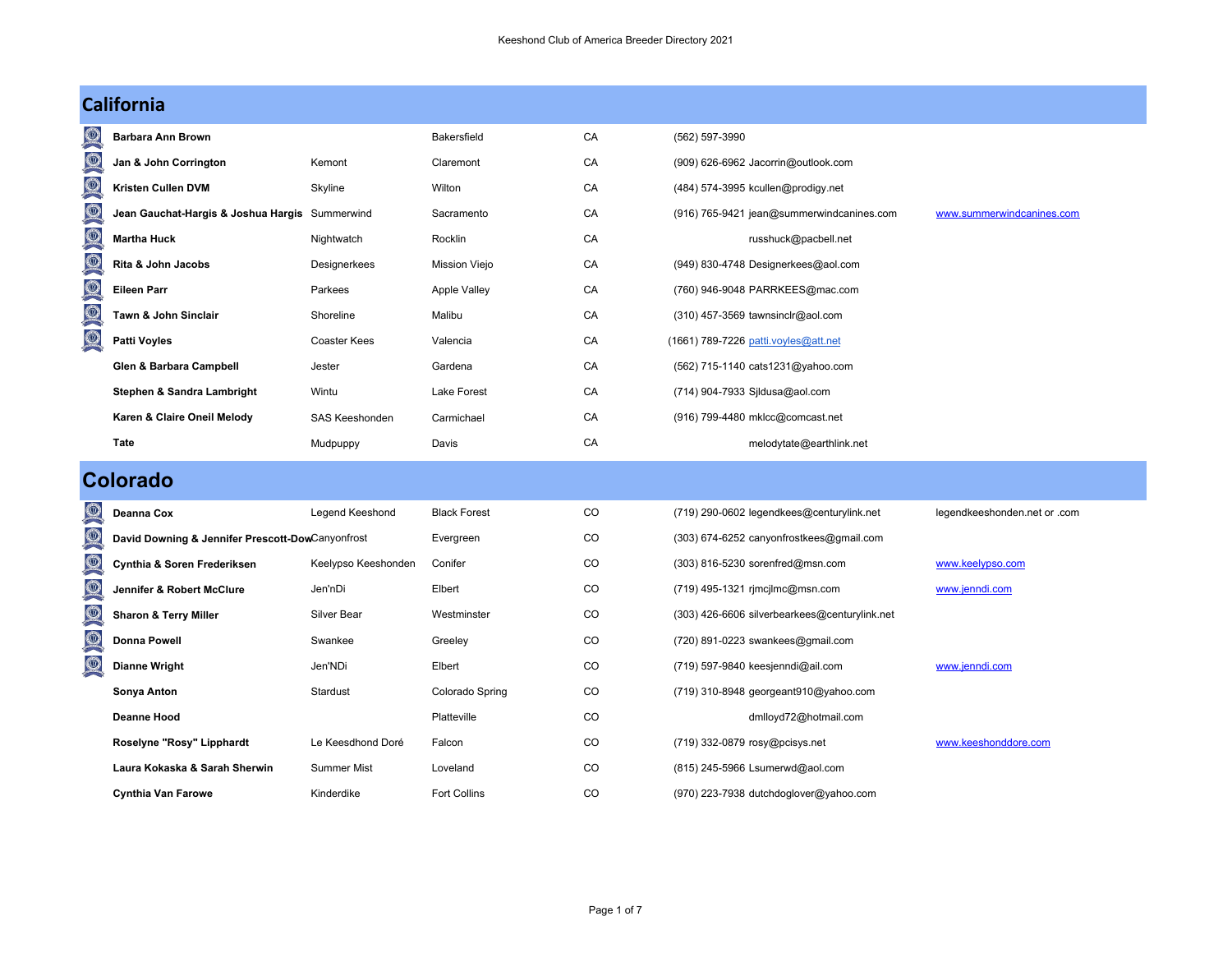## California

| | | | | | | |
|---|---|---|---|---|---|---|
| **Barbara Ann Brown** | | Bakersfield | CA | (562) 597-3990 | | |
| **Jan & John Corrington** | Kemont | Claremont | CA | (909) 626-6962 | Jacorrin@outlook.com | |
| **Kristen Cullen DVM** | Skyline | Wilton | CA | (484) 574-3995 | kcullen@prodigy.net | |
| **Jean Gauchat-Hargis & Joshua Hargis** | Summerwind | Sacramento | CA | (916) 765-9421 | jean@summerwindcanines.com | www.summerwindcanines.com |
| **Martha Huck** | Nightwatch | Rocklin | CA | | russhuck@pacbell.net | |
| **Rita & John Jacobs** | Designerkees | Mission Viejo | CA | (949) 830-4748 | Designerkees@aol.com | |
| **Eileen Parr** | Parkees | Apple Valley | CA | (760) 946-9048 | PARRKEES@mac.com | |
| **Tawn & John Sinclair** | Shoreline | Malibu | CA | (310) 457-3569 | tawnsinclr@aol.com | |
| **Patti Voyles** | Coaster Kees | Valencia | CA | (1661) 789-7226 | patti.voyles@att.net | |
| **Glen & Barbara Campbell** | Jester | Gardena | CA | (562) 715-1140 | cats1231@yahoo.com | |
| **Stephen & Sandra Lambright** | Wintu | Lake Forest | CA | (714) 904-7933 | Sjldusa@aol.com | |
| **Karen & Claire Oneil Melody** | SAS Keeshonden | Carmichael | CA | (916) 799-4480 | mklcc@comcast.net | |
| **Tate** | Mudpuppy | Davis | CA | | melodytate@earthlink.net | |

## Colorado

| | | | | | | |
|---|---|---|---|---|---|---|
| **Deanna Cox** | Legend Keeshond | Black Forest | CO | (719) 290-0602 | legendkees@centurylink.net | legendkeeshonden.net or .com |
| **David Downing & Jennifer Prescott-Dow** | Canyonfrost | Evergreen | CO | (303) 674-6252 | canyonfrostkees@gmail.com | |
| **Cynthia & Soren Frederiksen** | Keelypso Keeshonden | Conifer | CO | (303) 816-5230 | sorenfred@msn.com | www.keelypso.com |
| **Jennifer & Robert McClure** | Jen'nDi | Elbert | CO | (719) 495-1321 | rjmcjlmc@msn.com | www.jenndi.com |
| **Sharon & Terry Miller** | Silver Bear | Westminster | CO | (303) 426-6606 | silverbearkees@centurylink.net | |
| **Donna Powell** | Swankee | Greeley | CO | (720) 891-0223 | swankees@gmail.com | |
| **Dianne Wright** | Jen'NDi | Elbert | CO | (719) 597-9840 | keesjenndi@ail.com | www.jenndi.com |
| **Sonya Anton** | Stardust | Colorado Spring | CO | (719) 310-8948 | georgeant910@yahoo.com | |
| **Deanne Hood** | | Platteville | CO | | dmlloyd72@hotmail.com | |
| **Roselyne "Rosy" Lipphardt** | Le Keesdhond Doré | Falcon | CO | (719) 332-0879 | rosy@pcisys.net | www.keeshonddore.com |
| **Laura Kokaska & Sarah Sherwin** | Summer Mist | Loveland | CO | (815) 245-5966 | Lsumerwd@aol.com | |
| **Cynthia Van Farowe** | Kinderdike | Fort Collins | CO | (970) 223-7938 | dutchdoglover@yahoo.com | |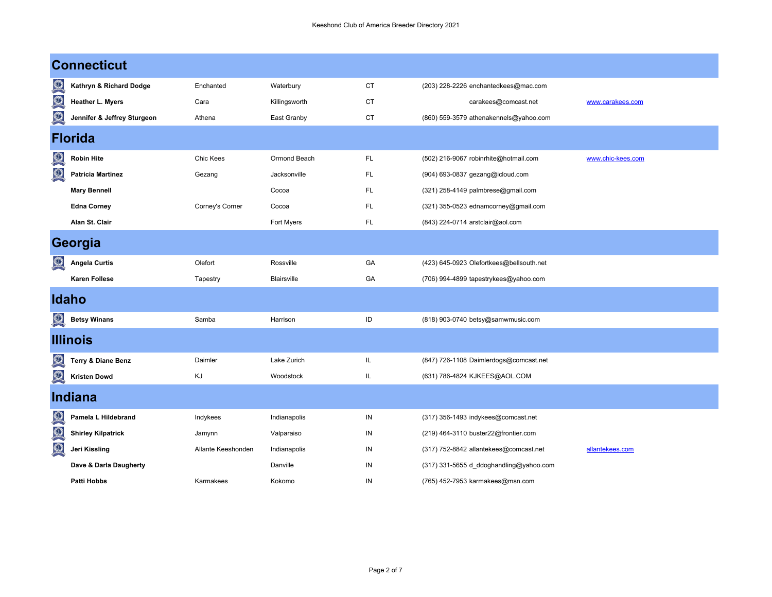## Connecticut

| | | | | | |
|---|---|---|---|---|---|
| **Kathryn & Richard Dodge** | Enchanted | Waterbury | CT | (203) 228-2226 enchantedkees@mac.com | |
| **Heather L. Myers** | Cara | Killingsworth | CT | carakees@comcast.net | www.carakees.com |
| **Jennifer & Jeffrey Sturgeon** | Athena | East Granby | CT | (860) 559-3579 athenakennels@yahoo.com | |

## Florida

| | | | | | |
|---|---|---|---|---|---|
| **Robin Hite** | Chic Kees | Ormond Beach | FL | (502) 216-9067 robinrhite@hotmail.com | www.chic-kees.com |
| **Patricia Martinez** | Gezang | Jacksonville | FL | (904) 693-0837 gezang@icloud.com | |
| **Mary Bennell** | | Cocoa | FL | (321) 258-4149 palmbrese@gmail.com | |
| **Edna Corney** | Corney's Corner | Cocoa | FL | (321) 355-0523 ednamcorney@gmail.com | |
| **Alan St. Clair** | | Fort Myers | FL | (843) 224-0714 arstclair@aol.com | |

## Georgia

| | | | | | |
|---|---|---|---|---|---|
| **Angela Curtis** | Olefort | Rossville | GA | (423) 645-0923 Olefortkees@bellsouth.net | |
| **Karen Follese** | Tapestry | Blairsville | GA | (706) 994-4899 tapestrykees@yahoo.com | |

## Idaho

| | | | | | |
|---|---|---|---|---|---|
| **Betsy Winans** | Samba | Harrison | ID | (818) 903-0740 betsy@samwmusic.com | |

## Illinois

| | | | | | |
|---|---|---|---|---|---|
| **Terry & Diane Benz** | Daimler | Lake Zurich | IL | (847) 726-1108 Daimlerdogs@comcast.net | |
| **Kristen Dowd** | KJ | Woodstock | IL | (631) 786-4824 KJKEES@AOL.COM | |

## Indiana

| | | | | | |
|---|---|---|---|---|---|
| **Pamela L Hildebrand** | Indykees | Indianapolis | IN | (317) 356-1493 indykees@comcast.net | |
| **Shirley Kilpatrick** | Jamynn | Valparaiso | IN | (219) 464-3110 buster22@frontier.com | |
| **Jeri Kissling** | Allante Keeshonden | Indianapolis | IN | (317) 752-8842 allantekees@comcast.net | allantekees.com |
| **Dave & Darla Daugherty** | | Danville | IN | (317) 331-5655 d_ddoghandling@yahoo.com | |
| **Patti Hobbs** | Karmakees | Kokomo | IN | (765) 452-7953 karmakees@msn.com | |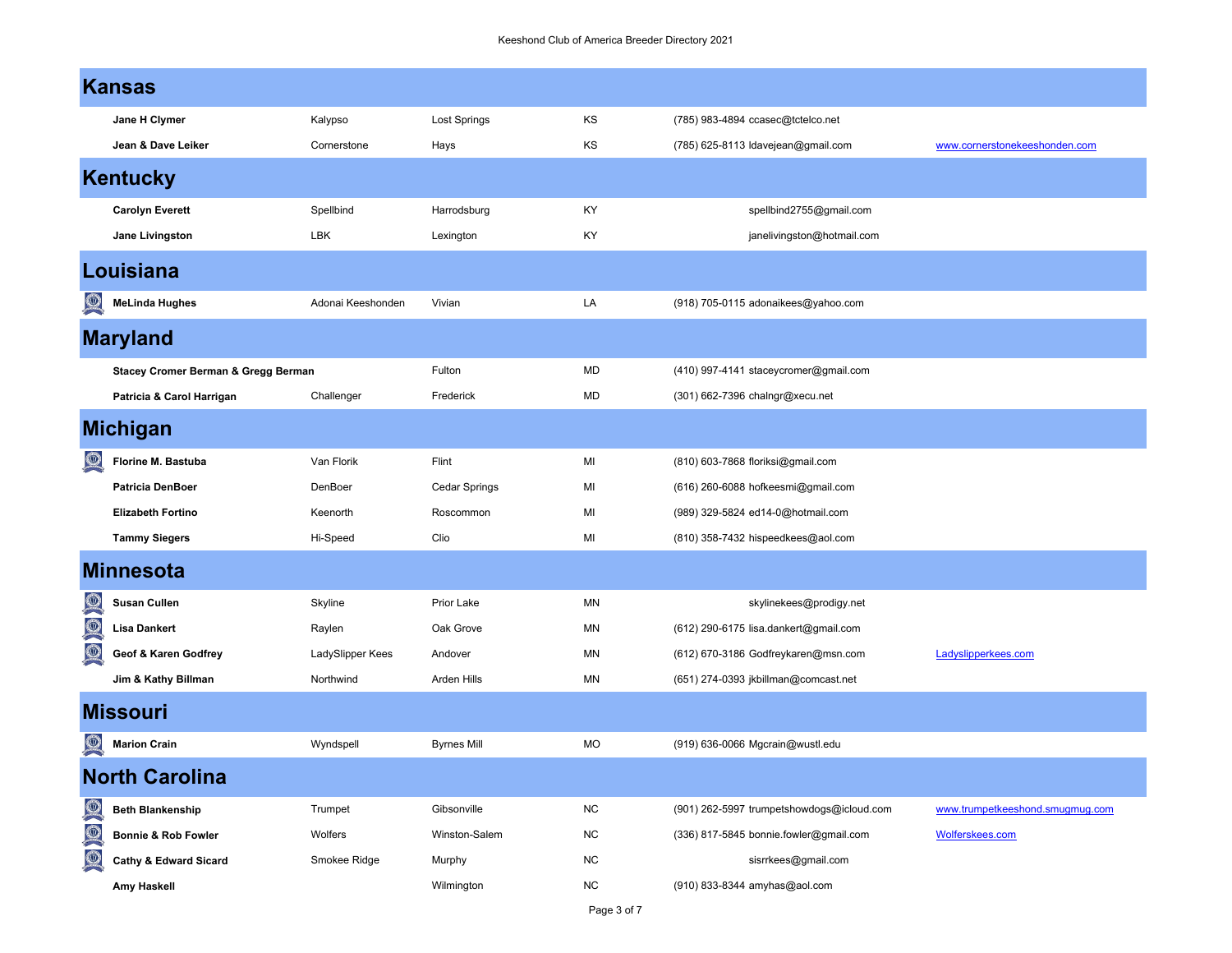## Kansas

| | | | | | | |
|---|---|---|---|---|---|---|
| **Jane H Clymer** | Kalypso | Lost Springs | KS | (785) 983-4894 | ccasec@tctelco.net | |
| **Jean & Dave Leiker** | Cornerstone | Hays | KS | (785) 625-8113 | ldavejean@gmail.com | www.cornerstonekeeshonden.com |

## Kentucky

| | | | | | | |
|---|---|---|---|---|---|---|
| **Carolyn Everett** | Spellbind | Harrodsburg | KY | | spellbind2755@gmail.com | |
| **Jane Livingston** | LBK | Lexington | KY | | janelivingston@hotmail.com | |

## Louisiana

| | | | | | | |
|---|---|---|---|---|---|---|
| **MeLinda Hughes** | Adonai Keeshonden | Vivian | LA | (918) 705-0115 | adonaikees@yahoo.com | |

## Maryland

| | | | | | | |
|---|---|---|---|---|---|---|
| **Stacey Cromer Berman & Gregg Berman** | | Fulton | MD | (410) 997-4141 | staceycromer@gmail.com | |
| **Patricia & Carol Harrigan** | Challenger | Frederick | MD | (301) 662-7396 | chalngr@xecu.net | |

## Michigan

| | | | | | | |
|---|---|---|---|---|---|---|
| **Florine M. Bastuba** | Van Florik | Flint | MI | (810) 603-7868 | floriksi@gmail.com | |
| **Patricia DenBoer** | DenBoer | Cedar Springs | MI | (616) 260-6088 | hofkeesmi@gmail.com | |
| **Elizabeth Fortino** | Keenorth | Roscommon | MI | (989) 329-5824 | ed14-0@hotmail.com | |
| **Tammy Siegers** | Hi-Speed | Clio | MI | (810) 358-7432 | hispeedkees@aol.com | |

## Minnesota

| | | | | | | |
|---|---|---|---|---|---|---|
| **Susan Cullen** | Skyline | Prior Lake | MN | | skylinekees@prodigy.net | |
| **Lisa Dankert** | Raylen | Oak Grove | MN | (612) 290-6175 | lisa.dankert@gmail.com | |
| **Geof & Karen Godfrey** | LadySlipper Kees | Andover | MN | (612) 670-3186 | Godfreykaren@msn.com | Ladyslipperkees.com |
| **Jim & Kathy Billman** | Northwind | Arden Hills | MN | (651) 274-0393 | jkbillman@comcast.net | |

## Missouri

| | | | | | | |
|---|---|---|---|---|---|---|
| **Marion Crain** | Wyndspell | Byrnes Mill | MO | (919) 636-0066 | Mgcrain@wustl.edu | |

## North Carolina

| | | | | | | |
|---|---|---|---|---|---|---|
| **Beth Blankenship** | Trumpet | Gibsonville | NC | (901) 262-5997 | trumpetshowdogs@icloud.com | www.trumpetkeeshond.smugmug.com |
| **Bonnie & Rob Fowler** | Wolfers | Winston-Salem | NC | (336) 817-5845 | bonnie.fowler@gmail.com | Wolferskees.com |
| **Cathy & Edward Sicard** | Smokee Ridge | Murphy | NC | | sisrrkees@gmail.com | |
| **Amy Haskell** | | Wilmington | NC | (910) 833-8344 | amyhas@aol.com | |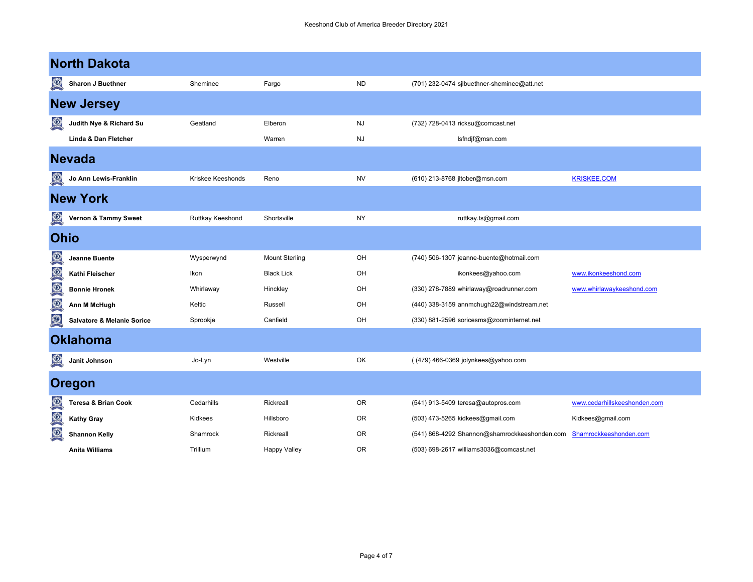## North Dakota

| | | | | | |
|---|---|---|---|---|---|
| **Sharon J Buethner** | Sheminee | Fargo | ND | (701) 232-0474 sjlbuethner-sheminee@att.net | |

## New Jersey

| | | | | | |
|---|---|---|---|---|---|
| **Judith Nye & Richard Su** | Geatland | Elberon | NJ | (732) 728-0413 ricksu@comcast.net | |
| **Linda & Dan Fletcher** | | Warren | NJ | lsfndjf@msn.com | |

## Nevada

| | | | | | |
|---|---|---|---|---|---|
| **Jo Ann Lewis-Franklin** | Kriskee Keeshonds | Reno | NV | (610) 213-8768 jltober@msn.com | KRISKEE.COM |

## New York

| | | | | | |
|---|---|---|---|---|---|
| **Vernon & Tammy Sweet** | Ruttkay Keeshond | Shortsville | NY | ruttkay.ts@gmail.com | |

## Ohio

| | | | | | |
|---|---|---|---|---|---|
| **Jeanne Buente** | Wysperwynd | Mount Sterling | OH | (740) 506-1307 jeanne-buente@hotmail.com | |
| **Kathi Fleischer** | Ikon | Black Lick | OH | ikonkees@yahoo.com | www.ikonkeeshond.com |
| **Bonnie Hronek** | Whirlaway | Hinckley | OH | (330) 278-7889 whirlaway@roadrunner.com | www.whirlawaykeeshond.com |
| **Ann M McHugh** | Keltic | Russell | OH | (440) 338-3159 annmchugh22@windstream.net | |
| **Salvatore & Melanie Sorice** | Sprookje | Canfield | OH | (330) 881-2596 soricesms@zoominternet.net | |

## Oklahoma

| | | | | | |
|---|---|---|---|---|---|
| **Janit Johnson** | Jo-Lyn | Westville | OK | ( (479) 466-0369 jolynkees@yahoo.com | |

## Oregon

| | | | | | |
|---|---|---|---|---|---|
| **Teresa & Brian Cook** | Cedarhills | Rickreall | OR | (541) 913-5409 teresa@autopros.com | www.cedarhillskeeshonden.com |
| **Kathy Gray** | Kidkees | Hillsboro | OR | (503) 473-5265 kidkees@gmail.com | Kidkees@gmail.com |
| **Shannon Kelly** | Shamrock | Rickreall | OR | (541) 868-4292 Shannon@shamrockkeeshonden.com | Shamrockkeeshonden.com |
| **Anita Williams** | Trillium | Happy Valley | OR | (503) 698-2617 williams3036@comcast.net | |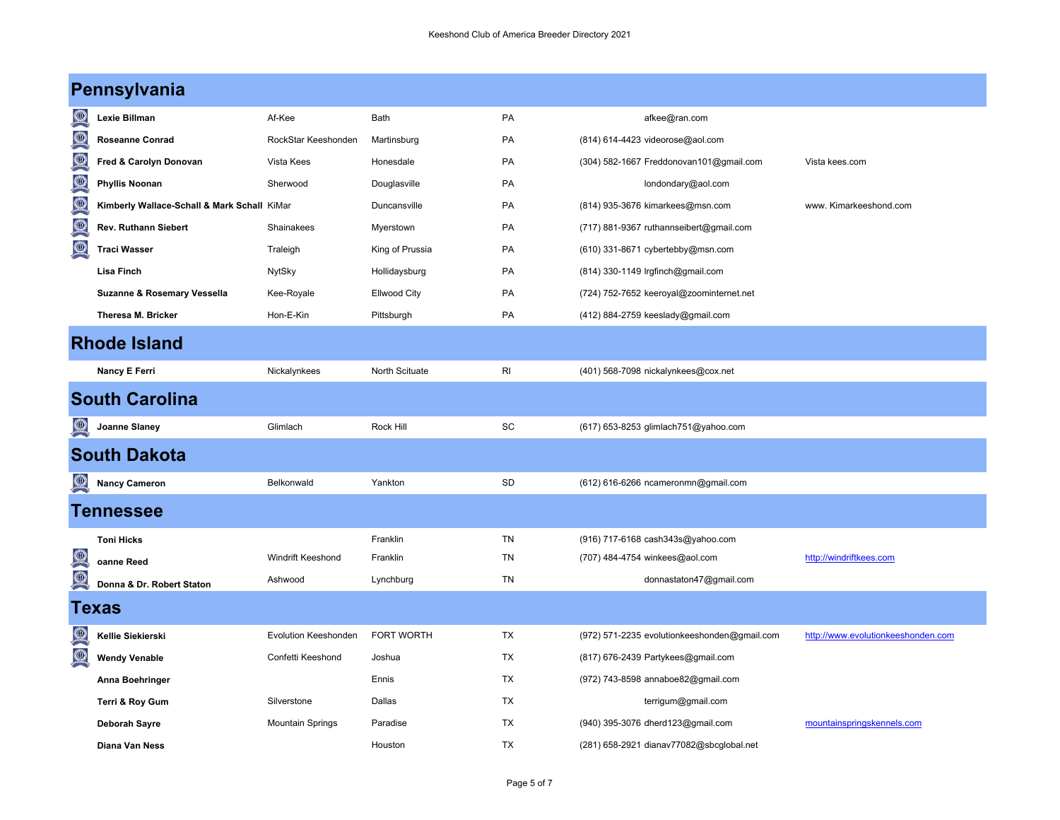## Pennsylvania

| Name | Kennel | City | State | Phone / Email | Website |
|---|---|---|---|---|---|
| **Lexie Billman** | Af-Kee | Bath | PA | afkee@ran.com | |
| **Roseanne Conrad** | RockStar Keeshonden | Martinsburg | PA | (814) 614-4423 videorose@aol.com | |
| **Fred & Carolyn Donovan** | Vista Kees | Honesdale | PA | (304) 582-1667 Freddonovan101@gmail.com | Vista kees.com |
| **Phyllis Noonan** | Sherwood | Douglasville | PA | londondary@aol.com | |
| **Kimberly Wallace-Schall & Mark Schall** | KiMar | Duncansville | PA | (814) 935-3676 kimarkees@msn.com | www. Kimarkeeshond.com |
| **Rev. Ruthann Siebert** | Shainakees | Myerstown | PA | (717) 881-9367 ruthannseibert@gmail.com | |
| **Traci Wasser** | Traleigh | King of Prussia | PA | (610) 331-8671 cybertebby@msn.com | |
| **Lisa Finch** | NytSky | Hollidaysburg | PA | (814) 330-1149 lrgfinch@gmail.com | |
| **Suzanne & Rosemary Vessella** | Kee-Royale | Ellwood City | PA | (724) 752-7652 keeroyal@zoominternet.net | |
| **Theresa M. Bricker** | Hon-E-Kin | Pittsburgh | PA | (412) 884-2759 keeslady@gmail.com | |

## Rhode Island

| Name | Kennel | City | State | Phone / Email | Website |
|---|---|---|---|---|---|
| **Nancy E Ferri** | Nickalynkees | North Scituate | RI | (401) 568-7098 nickalynkees@cox.net | |

## South Carolina

| Name | Kennel | City | State | Phone / Email | Website |
|---|---|---|---|---|---|
| **Joanne Slaney** | Glimlach | Rock Hill | SC | (617) 653-8253 glimlach751@yahoo.com | |

## South Dakota

| Name | Kennel | City | State | Phone / Email | Website |
|---|---|---|---|---|---|
| **Nancy Cameron** | Belkonwald | Yankton | SD | (612) 616-6266 ncameronmn@gmail.com | |

## Tennessee

| Name | Kennel | City | State | Phone / Email | Website |
|---|---|---|---|---|---|
| **Toni Hicks** | | Franklin | TN | (916) 717-6168 cash343s@yahoo.com | |
| **oanne Reed** | Windrift Keeshond | Franklin | TN | (707) 484-4754 winkees@aol.com | http://windriftkees.com |
| **Donna & Dr. Robert Staton** | Ashwood | Lynchburg | TN | donnastaton47@gmail.com | |

## Texas

| Name | Kennel | City | State | Phone / Email | Website |
|---|---|---|---|---|---|
| **Kellie Siekierski** | Evolution Keeshonden | FORT WORTH | TX | (972) 571-2235 evolutionkeeshonden@gmail.com | http://www.evolutionkeeshonden.com |
| **Wendy Venable** | Confetti Keeshond | Joshua | TX | (817) 676-2439 Partykees@gmail.com | |
| **Anna Boehringer** | | Ennis | TX | (972) 743-8598 annaboe82@gmail.com | |
| **Terri & Roy Gum** | Silverstone | Dallas | TX | terrigum@gmail.com | |
| **Deborah Sayre** | Mountain Springs | Paradise | TX | (940) 395-3076 dherd123@gmail.com | mountainspringskennels.com |
| **Diana Van Ness** | | Houston | TX | (281) 658-2921 dianav77082@sbcglobal.net | |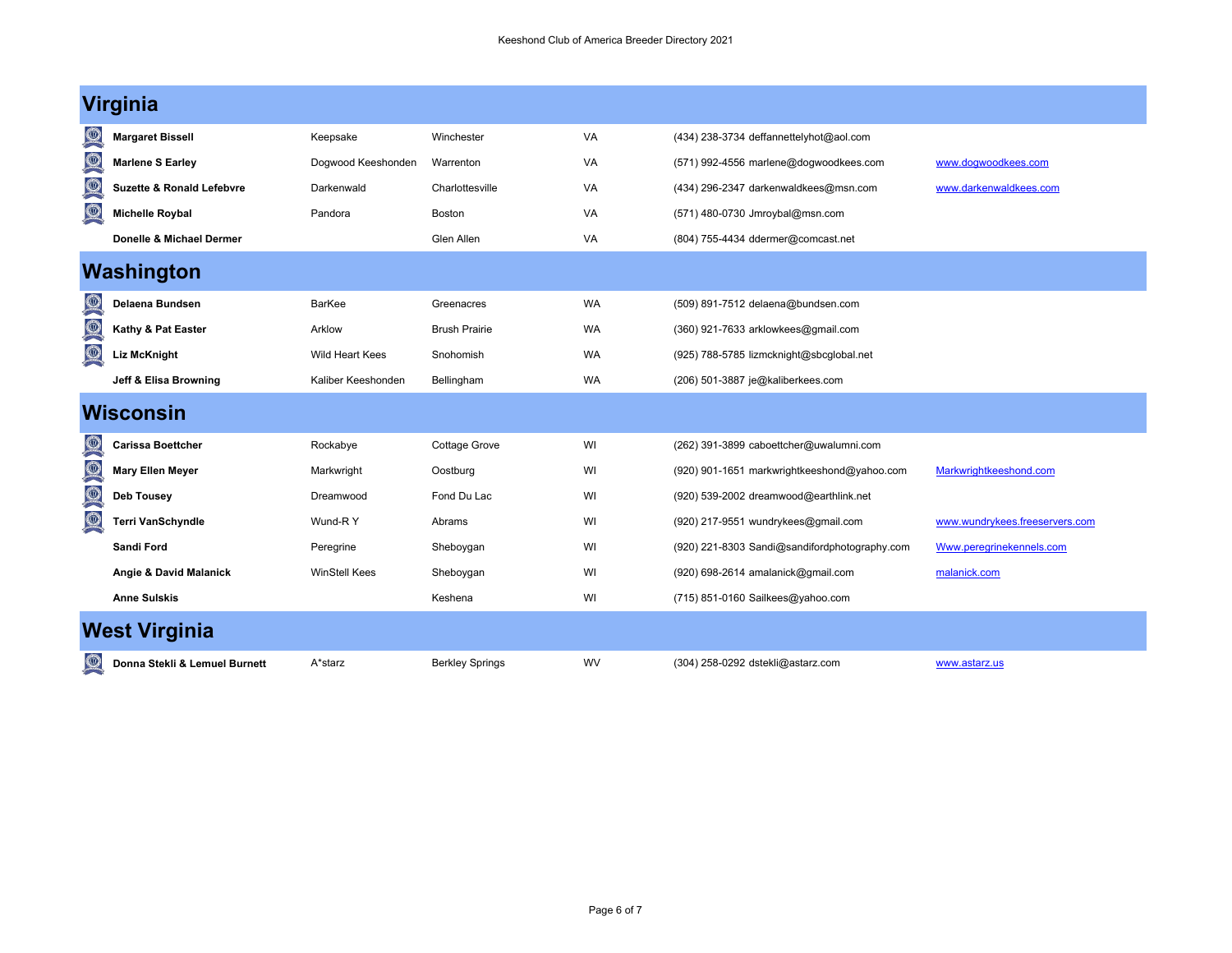## Virginia

| | | | | | | |
|---|---|---|---|---|---|---|
| | **Margaret Bissell** | Keepsake | Winchester | VA | (434) 238-3734 deffannettelyhot@aol.com | |
| | **Marlene S Earley** | Dogwood Keeshonden | Warrenton | VA | (571) 992-4556 marlene@dogwoodkees.com | www.dogwoodkees.com |
| | **Suzette & Ronald Lefebvre** | Darkenwald | Charlottesville | VA | (434) 296-2347 darkenwaldkees@msn.com | www.darkenwaldkees.com |
| | **Michelle Roybal** | Pandora | Boston | VA | (571) 480-0730 Jmroybal@msn.com | |
| | **Donelle & Michael Dermer** | | Glen Allen | VA | (804) 755-4434 ddermer@comcast.net | |

## Washington

| | | | | | | |
|---|---|---|---|---|---|---|
| | **Delaena Bundsen** | BarKee | Greenacres | WA | (509) 891-7512 delaena@bundsen.com | |
| | **Kathy & Pat Easter** | Arklow | Brush Prairie | WA | (360) 921-7633 arklowkees@gmail.com | |
| | **Liz McKnight** | Wild Heart Kees | Snohomish | WA | (925) 788-5785 lizmcknight@sbcglobal.net | |
| | **Jeff & Elisa Browning** | Kaliber Keeshonden | Bellingham | WA | (206) 501-3887 je@kaliberkees.com | |

## Wisconsin

| | | | | | | |
|---|---|---|---|---|---|---|
| | **Carissa Boettcher** | Rockabye | Cottage Grove | WI | (262) 391-3899 caboettcher@uwalumni.com | |
| | **Mary Ellen Meyer** | Markwright | Oostburg | WI | (920) 901-1651 markwrightkeeshond@yahoo.com | Markwrightkeeshond.com |
| | **Deb Tousey** | Dreamwood | Fond Du Lac | WI | (920) 539-2002 dreamwood@earthlink.net | |
| | **Terri VanSchyndle** | Wund-R Y | Abrams | WI | (920) 217-9551 wundrykees@gmail.com | www.wundrykees.freeservers.com |
| | **Sandi Ford** | Peregrine | Sheboygan | WI | (920) 221-8303 Sandi@sandifordphotography.com | Www.peregrinekennels.com |
| | **Angie & David Malanick** | WinStell Kees | Sheboygan | WI | (920) 698-2614 amalanick@gmail.com | malanick.com |
| | **Anne Sulskis** | | Keshena | WI | (715) 851-0160 Sailkees@yahoo.com | |

## West Virginia

| | | | | | | |
|---|---|---|---|---|---|---|
| | **Donna Stekli & Lemuel Burnett** | A*starz | Berkley Springs | WV | (304) 258-0292 dstekli@astarz.com | www.astarz.us |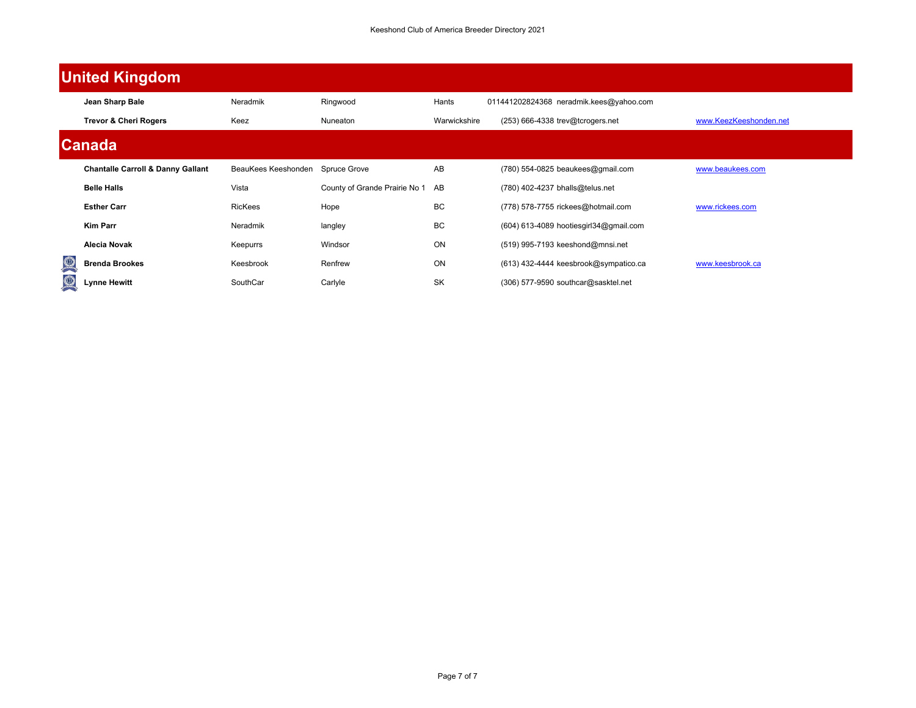## United Kingdom

| | | | | | |
|---|---|---|---|---|---|
| **Jean Sharp Bale** | Neradmik | Ringwood | Hants | 011441202824368 neradmik.kees@yahoo.com | |
| **Trevor & Cheri Rogers** | Keez | Nuneaton | Warwickshire | (253) 666-4338 trev@tcrogers.net | www.KeezKeeshonden.net |

## Canada

| | | | | | |
|---|---|---|---|---|---|
| **Chantalle Carroll & Danny Gallant** | BeauKees Keeshonden | Spruce Grove | AB | (780) 554-0825 beaukees@gmail.com | www.beaukees.com |
| **Belle Halls** | Vista | County of Grande Prairie No 1 | AB | (780) 402-4237 bhalls@telus.net | |
| **Esther Carr** | RicKees | Hope | BC | (778) 578-7755 rickees@hotmail.com | www.rickees.com |
| **Kim Parr** | Neradmik | langley | BC | (604) 613-4089 hootiesgirl34@gmail.com | |
| **Alecia Novak** | Keepurrs | Windsor | ON | (519) 995-7193 keeshond@mnsi.net | |
| **Brenda Brookes** | Keesbrook | Renfrew | ON | (613) 432-4444 keesbrook@sympatico.ca | www.keesbrook.ca |
| **Lynne Hewitt** | SouthCar | Carlyle | SK | (306) 577-9590 southcar@sasktel.net | |